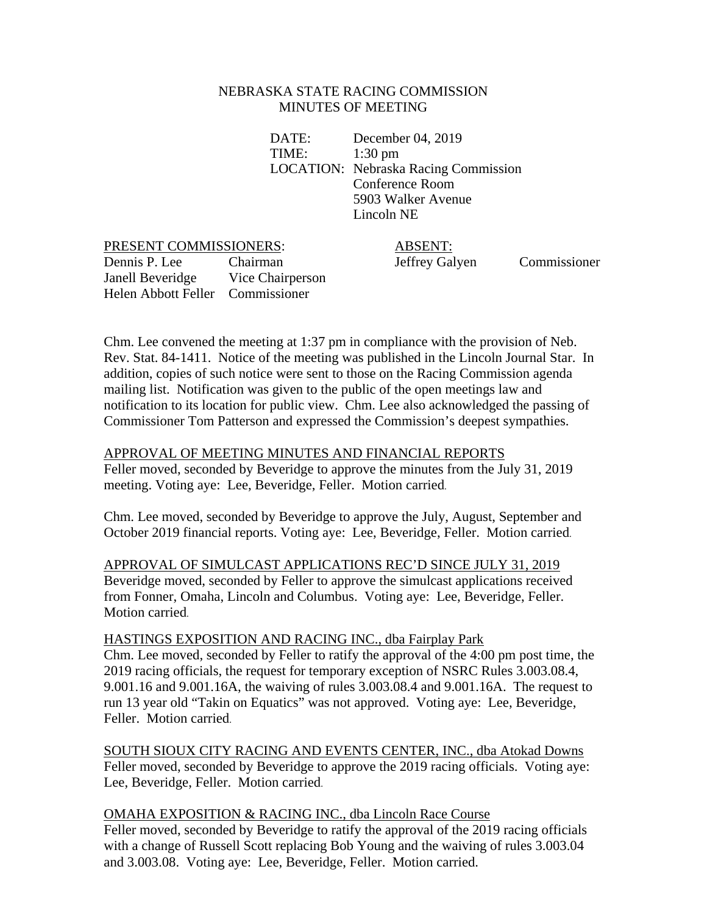# NEBRASKA STATE RACING COMMISSION
## MINUTES OF MEETING

DATE: December 04, 2019
TIME: 1:30 pm
LOCATION: Nebraska Racing Commission Conference Room 5903 Walker Avenue Lincoln NE

| PRESENT COMMISSIONERS: | | ABSENT: | |
|---|---|---|---|
| Dennis P. Lee | Chairman | Jeffrey Galyen | Commissioner |
| Janell Beveridge | Vice Chairperson | | |
| Helen Abbott Feller | Commissioner | | |

Chm. Lee convened the meeting at 1:37 pm in compliance with the provision of Neb. Rev. Stat. 84-1411. Notice of the meeting was published in the Lincoln Journal Star. In addition, copies of such notice were sent to those on the Racing Commission agenda mailing list. Notification was given to the public of the open meetings law and notification to its location for public view. Chm. Lee also acknowledged the passing of Commissioner Tom Patterson and expressed the Commission's deepest sympathies.

APPROVAL OF MEETING MINUTES AND FINANCIAL REPORTS

Feller moved, seconded by Beveridge to approve the minutes from the July 31, 2019 meeting. Voting aye: Lee, Beveridge, Feller. Motion carried.

Chm. Lee moved, seconded by Beveridge to approve the July, August, September and October 2019 financial reports. Voting aye: Lee, Beveridge, Feller. Motion carried.

APPROVAL OF SIMULCAST APPLICATIONS REC'D SINCE JULY 31, 2019

Beveridge moved, seconded by Feller to approve the simulcast applications received from Fonner, Omaha, Lincoln and Columbus. Voting aye: Lee, Beveridge, Feller. Motion carried.

HASTINGS EXPOSITION AND RACING INC., dba Fairplay Park

Chm. Lee moved, seconded by Feller to ratify the approval of the 4:00 pm post time, the 2019 racing officials, the request for temporary exception of NSRC Rules 3.003.08.4, 9.001.16 and 9.001.16A, the waiving of rules 3.003.08.4 and 9.001.16A. The request to run 13 year old "Takin on Equatics" was not approved. Voting aye: Lee, Beveridge, Feller. Motion carried.

SOUTH SIOUX CITY RACING AND EVENTS CENTER, INC., dba Atokad Downs

Feller moved, seconded by Beveridge to approve the 2019 racing officials. Voting aye: Lee, Beveridge, Feller. Motion carried.

OMAHA EXPOSITION & RACING INC., dba Lincoln Race Course

Feller moved, seconded by Beveridge to ratify the approval of the 2019 racing officials with a change of Russell Scott replacing Bob Young and the waiving of rules 3.003.04 and 3.003.08. Voting aye: Lee, Beveridge, Feller. Motion carried.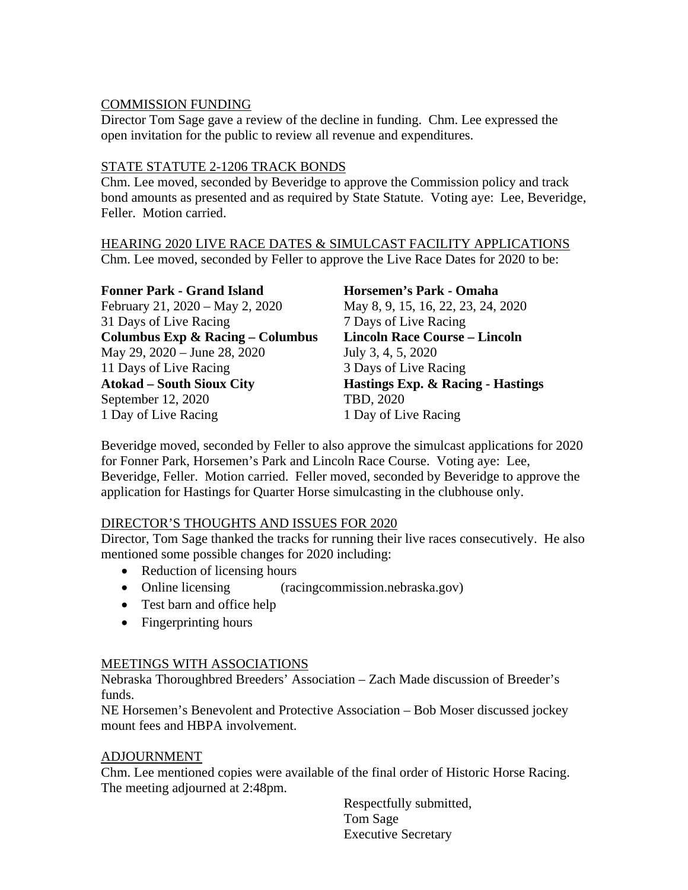COMMISSION FUNDING

Director Tom Sage gave a review of the decline in funding. Chm. Lee expressed the open invitation for the public to review all revenue and expenditures.

STATE STATUTE 2-1206 TRACK BONDS

Chm. Lee moved, seconded by Beveridge to approve the Commission policy and track bond amounts as presented and as required by State Statute. Voting aye: Lee, Beveridge, Feller. Motion carried.

HEARING 2020 LIVE RACE DATES & SIMULCAST FACILITY APPLICATIONS

Chm. Lee moved, seconded by Feller to approve the Live Race Dates for 2020 to be:

**Fonner Park - Grand Island**
February 21, 2020 – May 2, 2020
31 Days of Live Racing

**Horsemen's Park - Omaha**
May 8, 9, 15, 16, 22, 23, 24, 2020
7 Days of Live Racing

**Columbus Exp & Racing – Columbus**
May 29, 2020 – June 28, 2020
11 Days of Live Racing

**Lincoln Race Course – Lincoln**
July 3, 4, 5, 2020
3 Days of Live Racing

**Atokad – South Sioux City**
September 12, 2020
1 Day of Live Racing

**Hastings Exp. & Racing - Hastings**
TBD, 2020
1 Day of Live Racing

Beveridge moved, seconded by Feller to also approve the simulcast applications for 2020 for Fonner Park, Horsemen's Park and Lincoln Race Course. Voting aye: Lee, Beveridge, Feller. Motion carried. Feller moved, seconded by Beveridge to approve the application for Hastings for Quarter Horse simulcasting in the clubhouse only.

DIRECTOR'S THOUGHTS AND ISSUES FOR 2020

Director, Tom Sage thanked the tracks for running their live races consecutively. He also mentioned some possible changes for 2020 including:

- Reduction of licensing hours
- Online licensing (racingcommission.nebraska.gov)
- Test barn and office help
- Fingerprinting hours

MEETINGS WITH ASSOCIATIONS

Nebraska Thoroughbred Breeders' Association – Zach Made discussion of Breeder's funds.

NE Horsemen's Benevolent and Protective Association – Bob Moser discussed jockey mount fees and HBPA involvement.

ADJOURNMENT

Chm. Lee mentioned copies were available of the final order of Historic Horse Racing. The meeting adjourned at 2:48pm.

Respectfully submitted,
Tom Sage
Executive Secretary